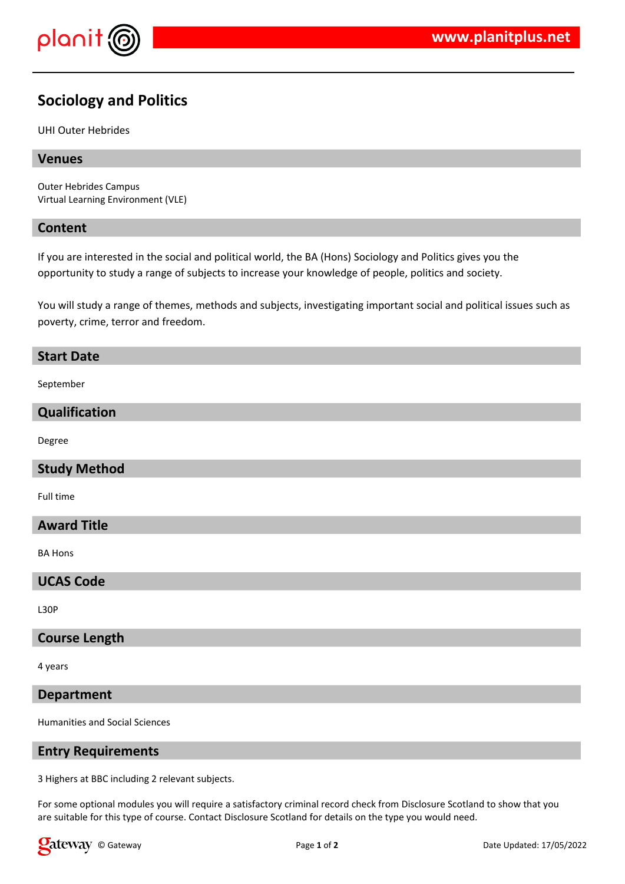# Sociology and Politics

UHI Outer Hebrides

## Venues

Outer Hebrides Campus
Virtual Learning Environment (VLE)

## Content

If you are interested in the social and political world, the BA (Hons) Sociology and Politics gives you the opportunity to study a range of subjects to increase your knowledge of people, politics and society.

You will study a range of themes, methods and subjects, investigating important social and political issues such as poverty, crime, terror and freedom.

## Start Date

September

## Qualification

Degree

## Study Method

Full time

## Award Title

BA Hons

## UCAS Code

L30P

## Course Length

4 years

## Department

Humanities and Social Sciences

## Entry Requirements

3 Highers at BBC including 2 relevant subjects.

For some optional modules you will require a satisfactory criminal record check from Disclosure Scotland to show that you are suitable for this type of course. Contact Disclosure Scotland for details on the type you would need.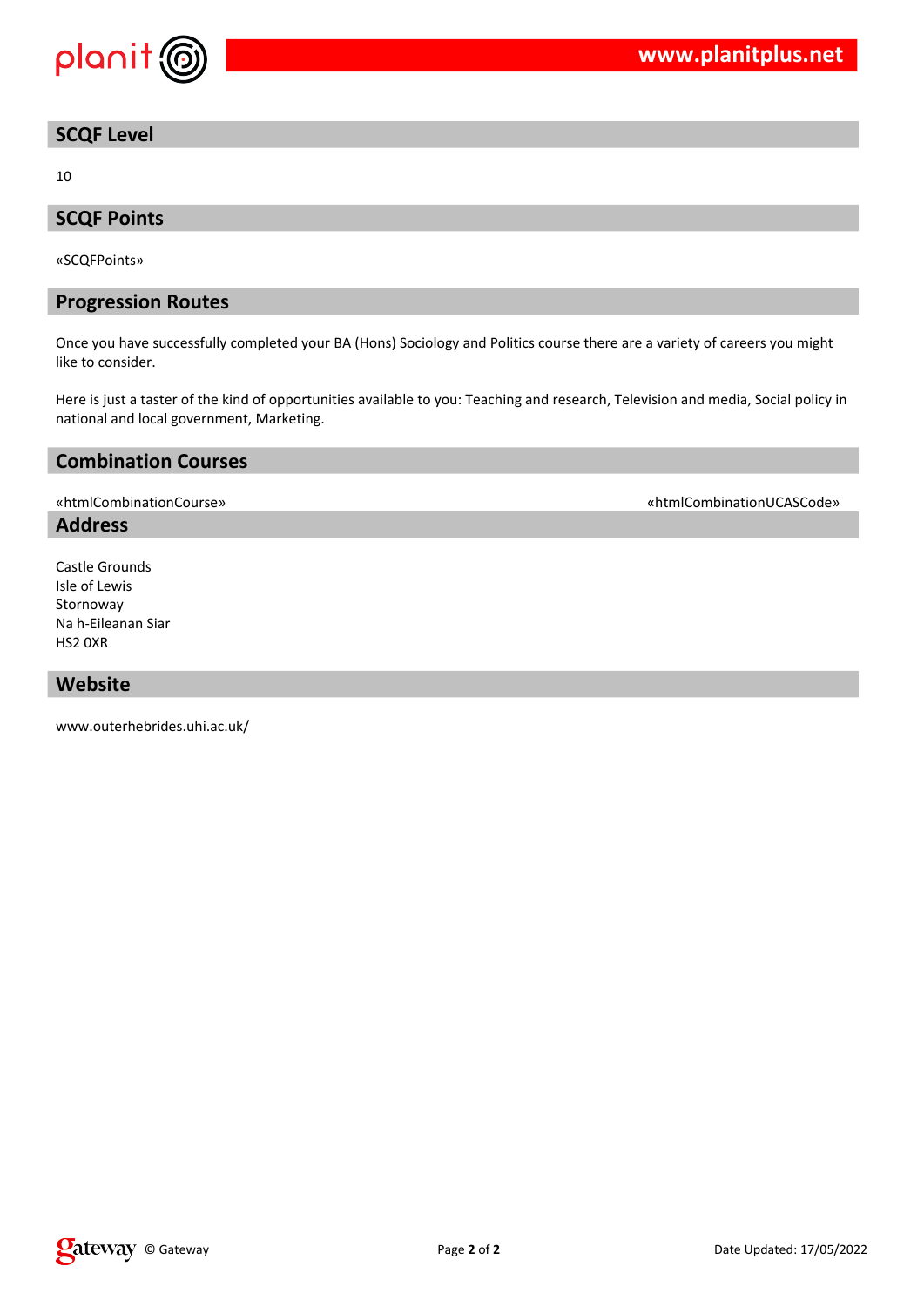## SCQF Level

10

## SCQF Points

«SCQFPoints»

## Progression Routes

Once you have successfully completed your BA (Hons) Sociology and Politics course there are a variety of careers you might like to consider.

Here is just a taster of the kind of opportunities available to you: Teaching and research, Television and media, Social policy in national and local government, Marketing.

## Combination Courses

«htmlCombinationCourse» «htmlCombinationUCASCode»

## Address

Castle Grounds
Isle of Lewis
Stornoway
Na h-Eileanan Siar
HS2 0XR

## Website

www.outerhebrides.uhi.ac.uk/